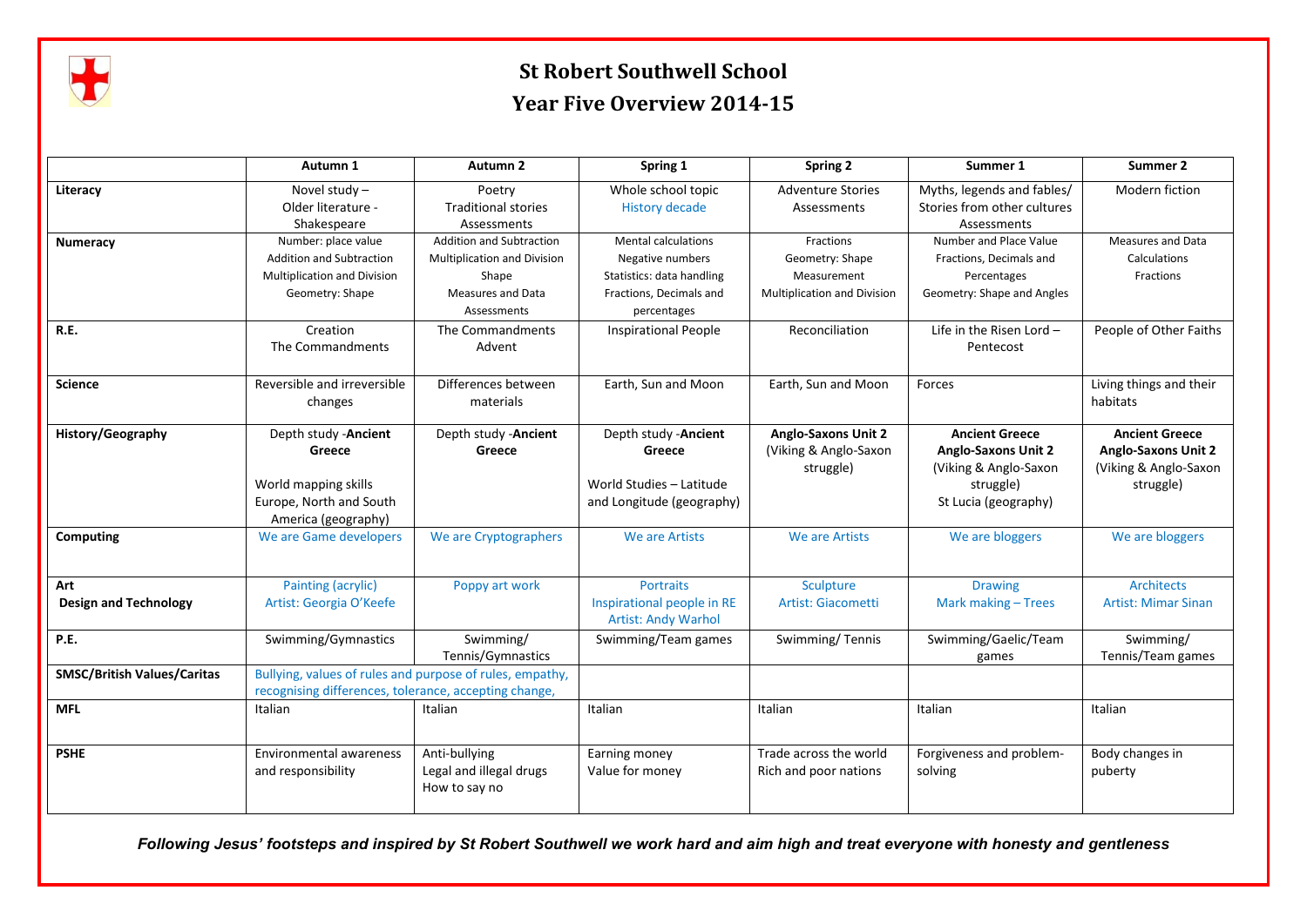# St Robert Southwell School

## Year Five Overview 2014-15

| | Autumn 1 | Autumn 2 | Spring 1 | Spring 2 | Summer 1 | Summer 2 |
|---|---|---|---|---|---|---|
| **Literacy** | Novel study – Older literature - Shakespeare | Poetry Traditional stories Assessments | Whole school topic History decade | Adventure Stories Assessments | Myths, legends and fables/ Stories from other cultures Assessments | Modern fiction |
| **Numeracy** | Number: place value Addition and Subtraction Multiplication and Division Geometry: Shape | Addition and Subtraction Multiplication and Division Shape Measures and Data Assessments | Mental calculations Negative numbers Statistics: data handling Fractions, Decimals and percentages | Fractions Geometry: Shape Measurement Multiplication and Division | Number and Place Value Fractions, Decimals and Percentages Geometry: Shape and Angles | Measures and Data Calculations Fractions |
| **R.E.** | Creation The Commandments | The Commandments Advent | Inspirational People | Reconciliation | Life in the Risen Lord – Pentecost | People of Other Faiths |
| **Science** | Reversible and irreversible changes | Differences between materials | Earth, Sun and Moon | Earth, Sun and Moon | Forces | Living things and their habitats |
| **History/Geography** | Depth study -**Ancient Greece** World mapping skills Europe, North and South America (geography) | Depth study -**Ancient Greece** | Depth study -**Ancient Greece** World Studies – Latitude and Longitude (geography) | **Anglo-Saxons Unit 2** (Viking & Anglo-Saxon struggle) | **Ancient Greece** **Anglo-Saxons Unit 2** (Viking & Anglo-Saxon struggle) St Lucia (geography) | **Ancient Greece** **Anglo-Saxons Unit 2** (Viking & Anglo-Saxon struggle) |
| **Computing** | We are Game developers | We are Cryptographers | We are Artists | We are Artists | We are bloggers | We are bloggers |
| **Art** **Design and Technology** | Painting (acrylic) Artist: Georgia O'Keefe | Poppy art work | Portraits Inspirational people in RE Artist: Andy Warhol | Sculpture Artist: Giacometti | Drawing Mark making – Trees | Architects Artist: Mimar Sinan |
| **P.E.** | Swimming/Gymnastics | Swimming/ Tennis/Gymnastics | Swimming/Team games | Swimming/ Tennis | Swimming/Gaelic/Team games | Swimming/ Tennis/Team games |
| **SMSC/British Values/Caritas** | Bullying, values of rules and purpose of rules, empathy, recognising differences, tolerance, accepting change, | | | | | |
| **MFL** | Italian | Italian | Italian | Italian | Italian | Italian |
| **PSHE** | Environmental awareness and responsibility | Anti-bullying Legal and illegal drugs How to say no | Earning money Value for money | Trade across the world Rich and poor nations | Forgiveness and problem-solving | Body changes in puberty |

***Following Jesus' footsteps and inspired by St Robert Southwell we work hard and aim high and treat everyone with honesty and gentleness***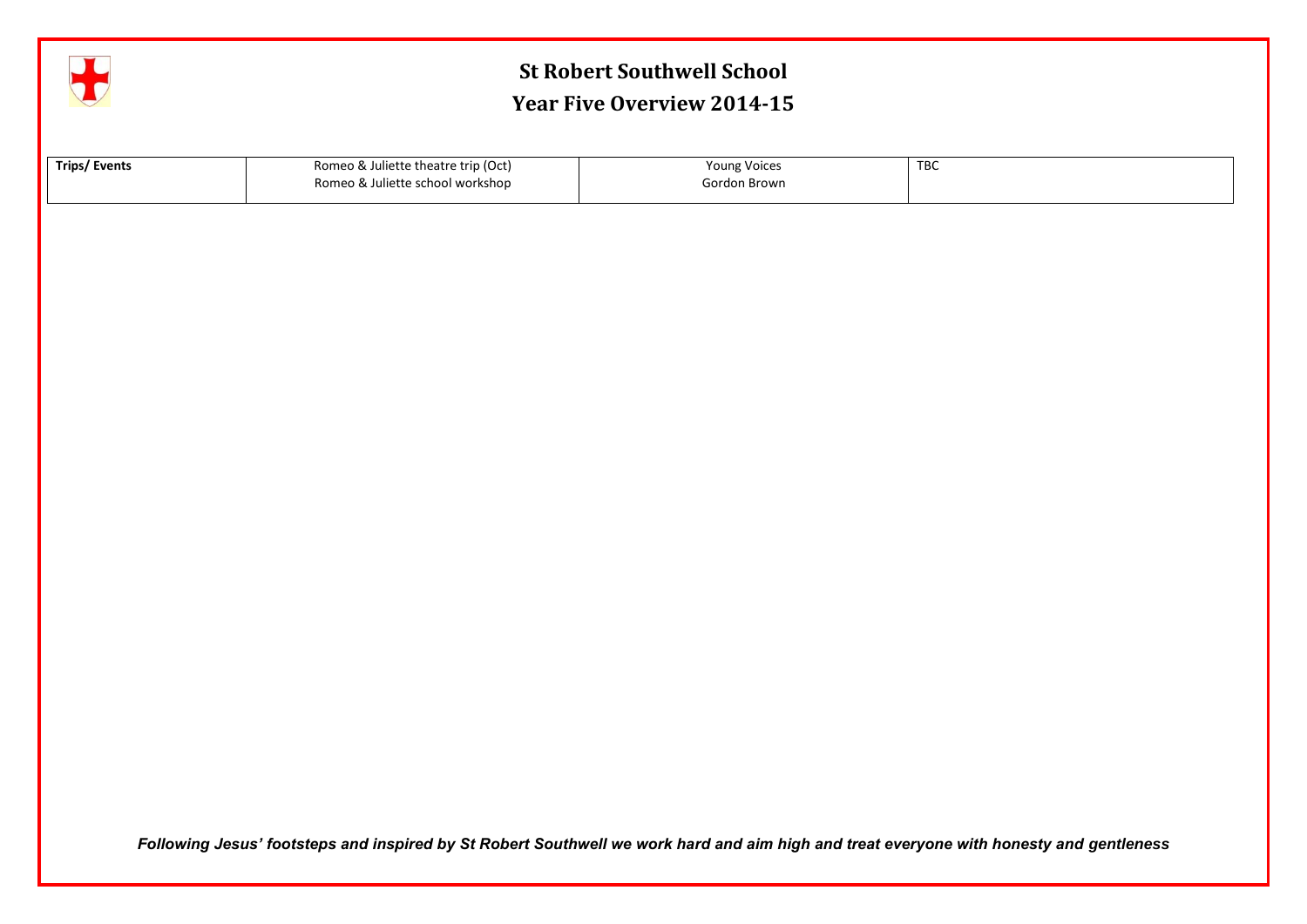# St Robert Southwell School

## Year Five Overview 2014-15

| | | | |
|---|---|---|---|
| **Trips/ Events** | Romeo & Juliette theatre trip (Oct)<br>Romeo & Juliette school workshop | Young Voices<br>Gordon Brown | TBC |

*Following Jesus' footsteps and inspired by St Robert Southwell we work hard and aim high and treat everyone with honesty and gentleness*